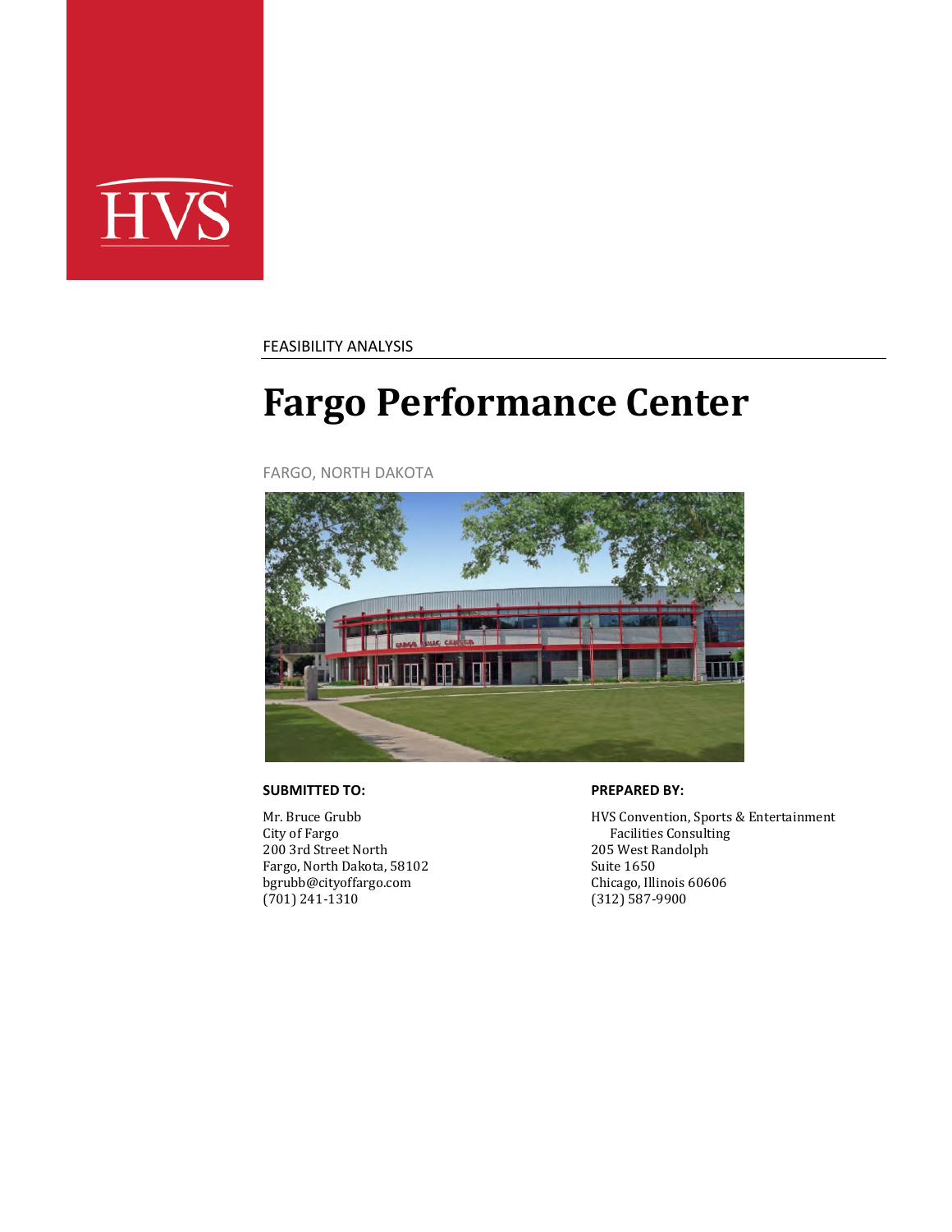HVS

FEASIBILITY ANALYSIS

# Fargo Performance Center

FARGO, NORTH DAKOTA

**SUBMITTED TO:**

Mr. Bruce Grubb
City of Fargo
200 3rd Street North
Fargo, North Dakota, 58102
bgrubb@cityoffargo.com
(701) 241-1310

**PREPARED BY:**

HVS Convention, Sports & Entertainment Facilities Consulting
205 West Randolph
Suite 1650
Chicago, Illinois 60606
(312) 587-9900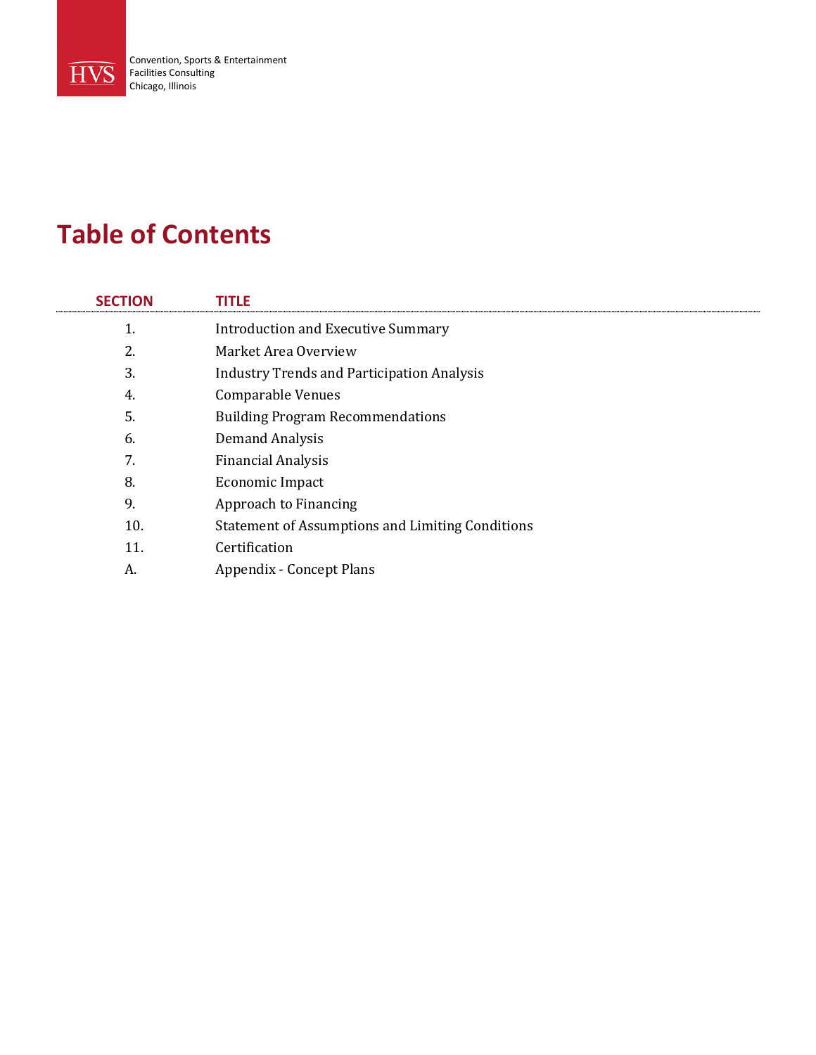Convention, Sports & Entertainment
Facilities Consulting
Chicago, Illinois

# Table of Contents

| SECTION | TITLE |
|---|---|
| 1. | Introduction and Executive Summary |
| 2. | Market Area Overview |
| 3. | Industry Trends and Participation Analysis |
| 4. | Comparable Venues |
| 5. | Building Program Recommendations |
| 6. | Demand Analysis |
| 7. | Financial Analysis |
| 8. | Economic Impact |
| 9. | Approach to Financing |
| 10. | Statement of Assumptions and Limiting Conditions |
| 11. | Certification |
| A. | Appendix - Concept Plans |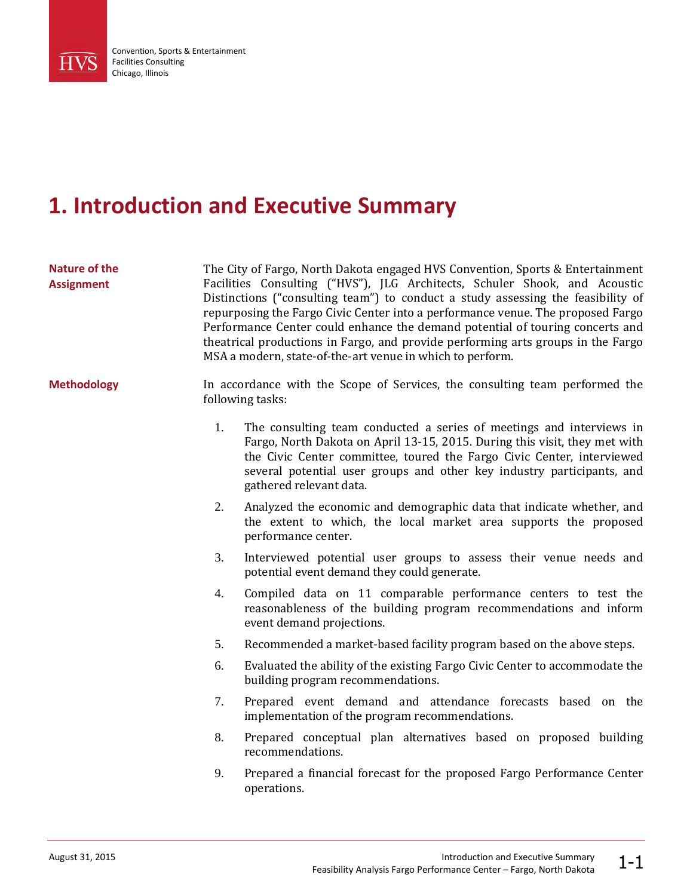# 1. Introduction and Executive Summary

**Nature of the Assignment**

The City of Fargo, North Dakota engaged HVS Convention, Sports & Entertainment Facilities Consulting ("HVS"), JLG Architects, Schuler Shook, and Acoustic Distinctions ("consulting team") to conduct a study assessing the feasibility of repurposing the Fargo Civic Center into a performance venue. The proposed Fargo Performance Center could enhance the demand potential of touring concerts and theatrical productions in Fargo, and provide performing arts groups in the Fargo MSA a modern, state-of-the-art venue in which to perform.

**Methodology**

In accordance with the Scope of Services, the consulting team performed the following tasks:

1. The consulting team conducted a series of meetings and interviews in Fargo, North Dakota on April 13-15, 2015. During this visit, they met with the Civic Center committee, toured the Fargo Civic Center, interviewed several potential user groups and other key industry participants, and gathered relevant data.
2. Analyzed the economic and demographic data that indicate whether, and the extent to which, the local market area supports the proposed performance center.
3. Interviewed potential user groups to assess their venue needs and potential event demand they could generate.
4. Compiled data on 11 comparable performance centers to test the reasonableness of the building program recommendations and inform event demand projections.
5. Recommended a market-based facility program based on the above steps.
6. Evaluated the ability of the existing Fargo Civic Center to accommodate the building program recommendations.
7. Prepared event demand and attendance forecasts based on the implementation of the program recommendations.
8. Prepared conceptual plan alternatives based on proposed building recommendations.
9. Prepared a financial forecast for the proposed Fargo Performance Center operations.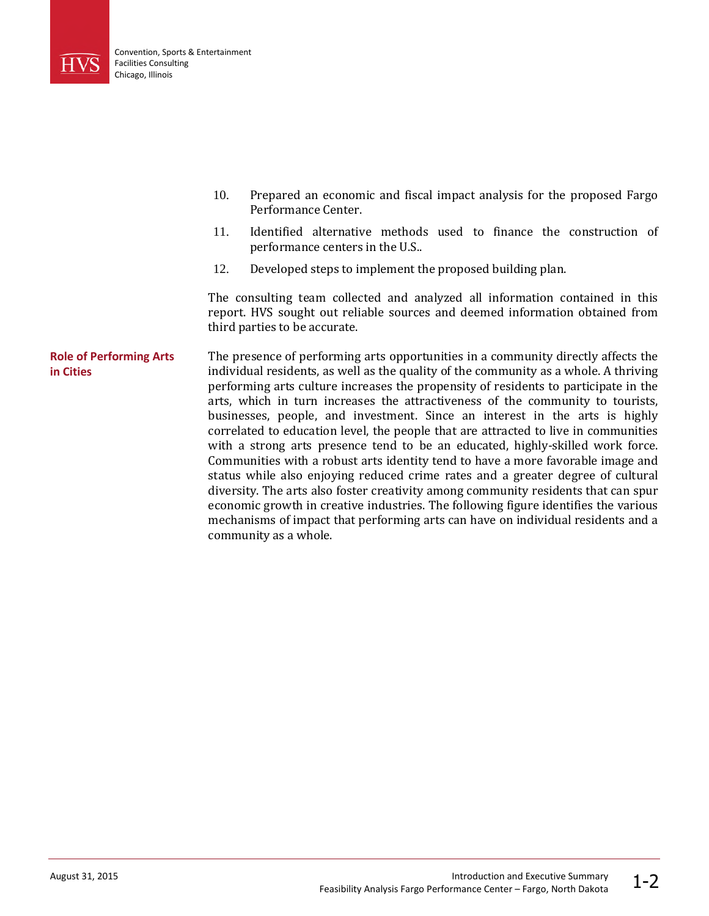10. Prepared an economic and fiscal impact analysis for the proposed Fargo Performance Center.
11. Identified alternative methods used to finance the construction of performance centers in the U.S..
12. Developed steps to implement the proposed building plan.

The consulting team collected and analyzed all information contained in this report. HVS sought out reliable sources and deemed information obtained from third parties to be accurate.

## Role of Performing Arts in Cities

The presence of performing arts opportunities in a community directly affects the individual residents, as well as the quality of the community as a whole. A thriving performing arts culture increases the propensity of residents to participate in the arts, which in turn increases the attractiveness of the community to tourists, businesses, people, and investment. Since an interest in the arts is highly correlated to education level, the people that are attracted to live in communities with a strong arts presence tend to be an educated, highly-skilled work force. Communities with a robust arts identity tend to have a more favorable image and status while also enjoying reduced crime rates and a greater degree of cultural diversity. The arts also foster creativity among community residents that can spur economic growth in creative industries. The following figure identifies the various mechanisms of impact that performing arts can have on individual residents and a community as a whole.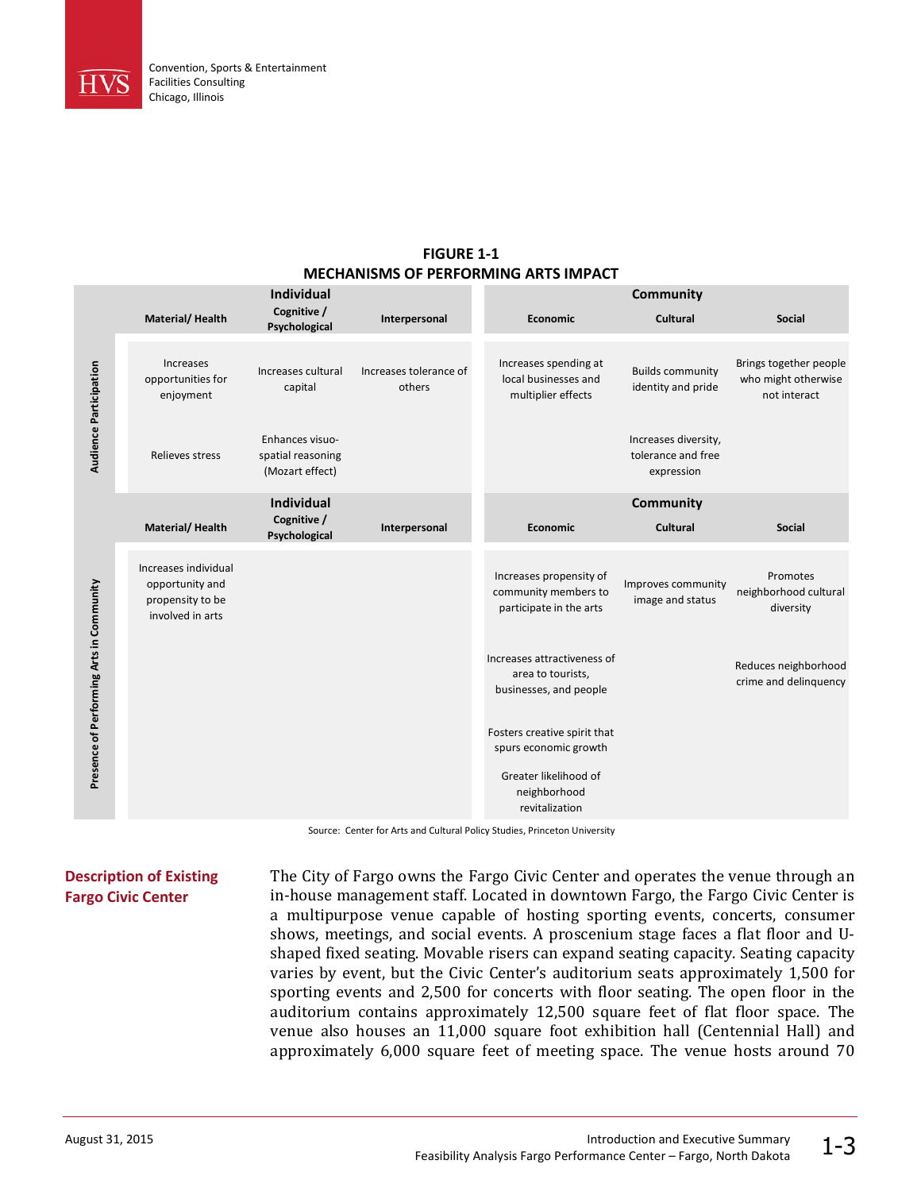**FIGURE 1-1**
**MECHANISMS OF PERFORMING ARTS IMPACT**

| | Individual | | | Community | | |
|---|---|---|---|---|---|---|
| | Material/ Health | Cognitive / Psychological | Interpersonal | Economic | Cultural | Social |
| **Audience Participation** | Increases opportunities for enjoyment | Increases cultural capital | Increases tolerance of others | Increases spending at local businesses and multiplier effects | Builds community identity and pride | Brings together people who might otherwise not interact |
| | Relieves stress | Enhances visuo-spatial reasoning (Mozart effect) | | | Increases diversity, tolerance and free expression | |
| | **Individual** | | | **Community** | | |
| | **Material/ Health** | **Cognitive / Psychological** | **Interpersonal** | **Economic** | **Cultural** | **Social** |
| **Presence of Performing Arts in Community** | Increases individual opportunity and propensity to be involved in arts | | | Increases propensity of community members to participate in the arts | Improves community image and status | Promotes neighborhood cultural diversity |
| | | | | Increases attractiveness of area to tourists, businesses, and people | | Reduces neighborhood crime and delinquency |
| | | | | Fosters creative spirit that spurs economic growth | | |
| | | | | Greater likelihood of neighborhood revitalization | | |

Source: Center for Arts and Cultural Policy Studies, Princeton University

## Description of Existing Fargo Civic Center

The City of Fargo owns the Fargo Civic Center and operates the venue through an in-house management staff. Located in downtown Fargo, the Fargo Civic Center is a multipurpose venue capable of hosting sporting events, concerts, consumer shows, meetings, and social events. A proscenium stage faces a flat floor and U-shaped fixed seating. Movable risers can expand seating capacity. Seating capacity varies by event, but the Civic Center's auditorium seats approximately 1,500 for sporting events and 2,500 for concerts with floor seating. The open floor in the auditorium contains approximately 12,500 square feet of flat floor space. The venue also houses an 11,000 square foot exhibition hall (Centennial Hall) and approximately 6,000 square feet of meeting space. The venue hosts around 70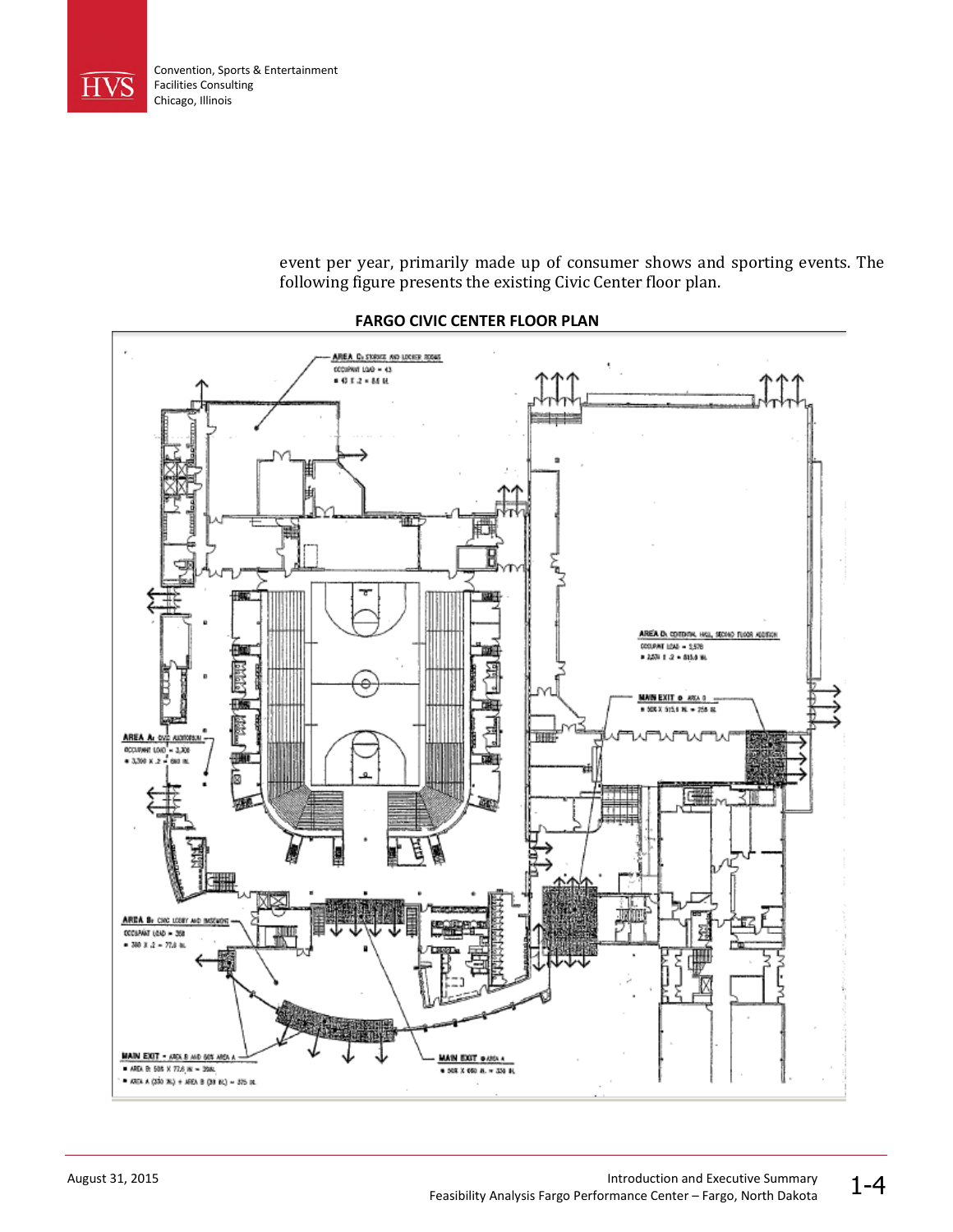event per year, primarily made up of consumer shows and sporting events. The following figure presents the existing Civic Center floor plan.

**FARGO CIVIC CENTER FLOOR PLAN**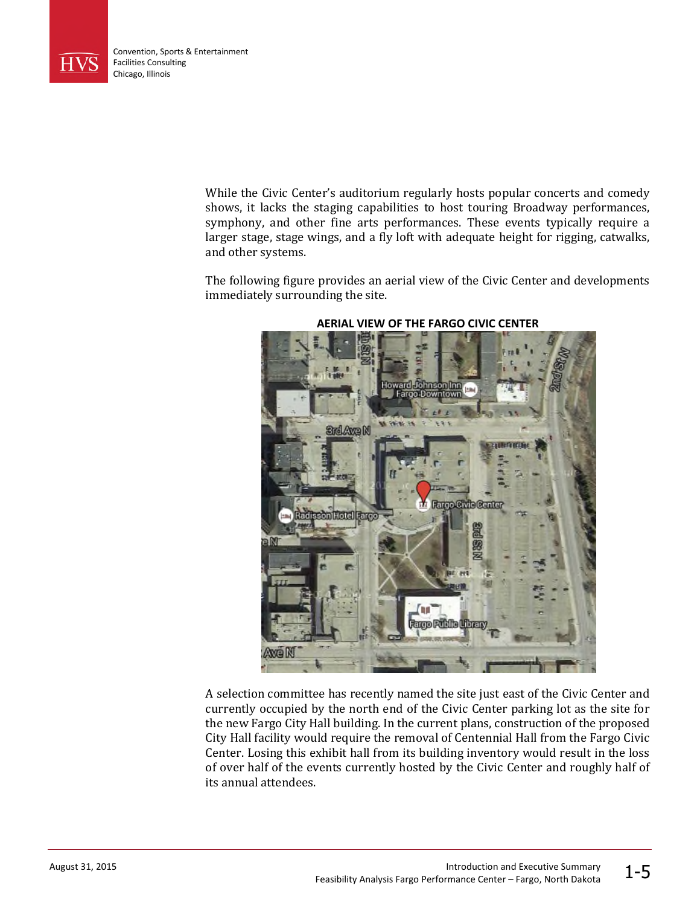While the Civic Center's auditorium regularly hosts popular concerts and comedy shows, it lacks the staging capabilities to host touring Broadway performances, symphony, and other fine arts performances. These events typically require a larger stage, stage wings, and a fly loft with adequate height for rigging, catwalks, and other systems.

The following figure provides an aerial view of the Civic Center and developments immediately surrounding the site.

**AERIAL VIEW OF THE FARGO CIVIC CENTER**

A selection committee has recently named the site just east of the Civic Center and currently occupied by the north end of the Civic Center parking lot as the site for the new Fargo City Hall building. In the current plans, construction of the proposed City Hall facility would require the removal of Centennial Hall from the Fargo Civic Center. Losing this exhibit hall from its building inventory would result in the loss of over half of the events currently hosted by the Civic Center and roughly half of its annual attendees.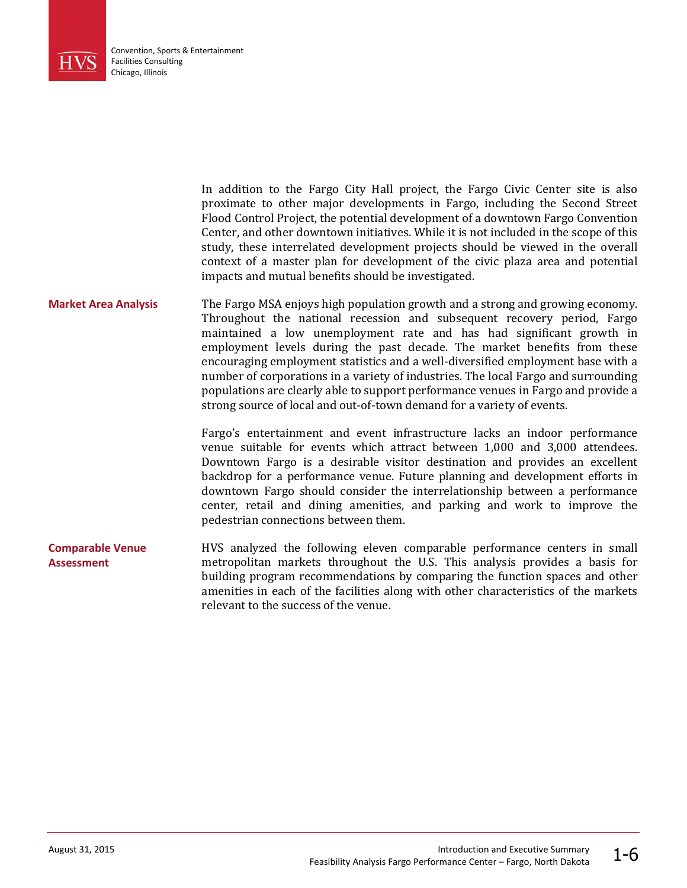In addition to the Fargo City Hall project, the Fargo Civic Center site is also proximate to other major developments in Fargo, including the Second Street Flood Control Project, the potential development of a downtown Fargo Convention Center, and other downtown initiatives. While it is not included in the scope of this study, these interrelated development projects should be viewed in the overall context of a master plan for development of the civic plaza area and potential impacts and mutual benefits should be investigated.

## Market Area Analysis

The Fargo MSA enjoys high population growth and a strong and growing economy. Throughout the national recession and subsequent recovery period, Fargo maintained a low unemployment rate and has had significant growth in employment levels during the past decade. The market benefits from these encouraging employment statistics and a well-diversified employment base with a number of corporations in a variety of industries. The local Fargo and surrounding populations are clearly able to support performance venues in Fargo and provide a strong source of local and out-of-town demand for a variety of events.

Fargo's entertainment and event infrastructure lacks an indoor performance venue suitable for events which attract between 1,000 and 3,000 attendees. Downtown Fargo is a desirable visitor destination and provides an excellent backdrop for a performance venue. Future planning and development efforts in downtown Fargo should consider the interrelationship between a performance center, retail and dining amenities, and parking and work to improve the pedestrian connections between them.

## Comparable Venue Assessment

HVS analyzed the following eleven comparable performance centers in small metropolitan markets throughout the U.S. This analysis provides a basis for building program recommendations by comparing the function spaces and other amenities in each of the facilities along with other characteristics of the markets relevant to the success of the venue.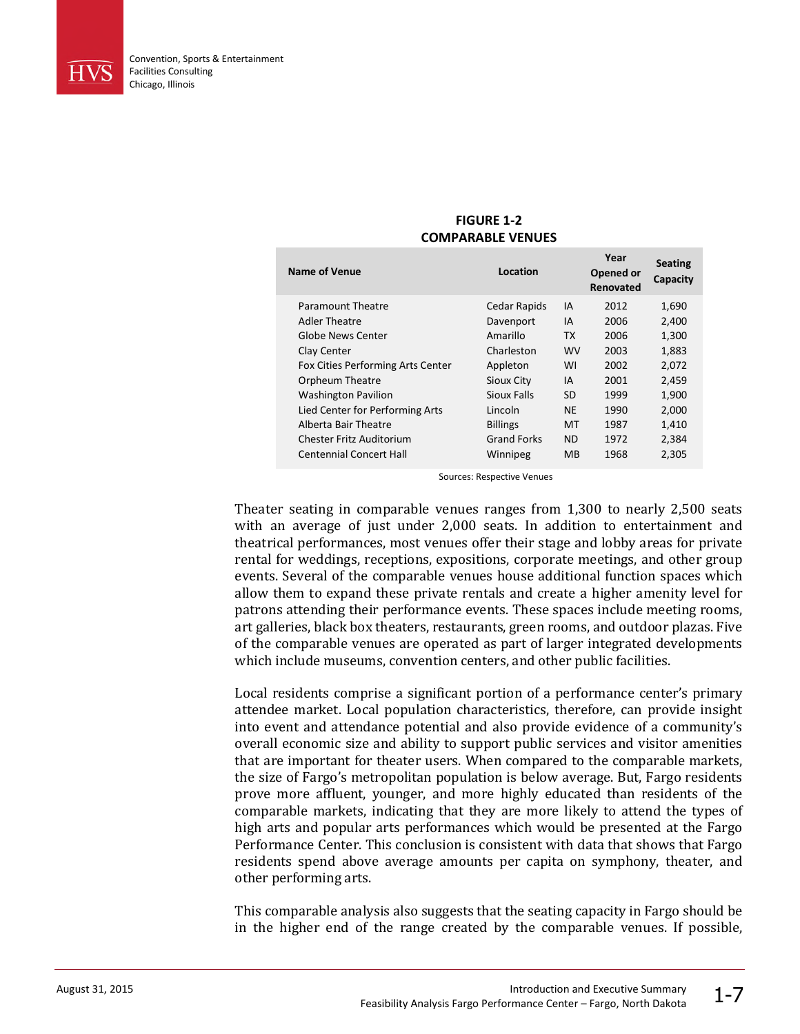**FIGURE 1-2**
**COMPARABLE VENUES**

| Name of Venue | Location | | Year Opened or Renovated | Seating Capacity |
|---|---|---|---|---|
| Paramount Theatre | Cedar Rapids | IA | 2012 | 1,690 |
| Adler Theatre | Davenport | IA | 2006 | 2,400 |
| Globe News Center | Amarillo | TX | 2006 | 1,300 |
| Clay Center | Charleston | WV | 2003 | 1,883 |
| Fox Cities Performing Arts Center | Appleton | WI | 2002 | 2,072 |
| Orpheum Theatre | Sioux City | IA | 2001 | 2,459 |
| Washington Pavilion | Sioux Falls | SD | 1999 | 1,900 |
| Lied Center for Performing Arts | Lincoln | NE | 1990 | 2,000 |
| Alberta Bair Theatre | Billings | MT | 1987 | 1,410 |
| Chester Fritz Auditorium | Grand Forks | ND | 1972 | 2,384 |
| Centennial Concert Hall | Winnipeg | MB | 1968 | 2,305 |

Sources: Respective Venues

Theater seating in comparable venues ranges from 1,300 to nearly 2,500 seats with an average of just under 2,000 seats. In addition to entertainment and theatrical performances, most venues offer their stage and lobby areas for private rental for weddings, receptions, expositions, corporate meetings, and other group events. Several of the comparable venues house additional function spaces which allow them to expand these private rentals and create a higher amenity level for patrons attending their performance events. These spaces include meeting rooms, art galleries, black box theaters, restaurants, green rooms, and outdoor plazas. Five of the comparable venues are operated as part of larger integrated developments which include museums, convention centers, and other public facilities.

Local residents comprise a significant portion of a performance center's primary attendee market. Local population characteristics, therefore, can provide insight into event and attendance potential and also provide evidence of a community's overall economic size and ability to support public services and visitor amenities that are important for theater users. When compared to the comparable markets, the size of Fargo's metropolitan population is below average. But, Fargo residents prove more affluent, younger, and more highly educated than residents of the comparable markets, indicating that they are more likely to attend the types of high arts and popular arts performances which would be presented at the Fargo Performance Center. This conclusion is consistent with data that shows that Fargo residents spend above average amounts per capita on symphony, theater, and other performing arts.

This comparable analysis also suggests that the seating capacity in Fargo should be in the higher end of the range created by the comparable venues. If possible,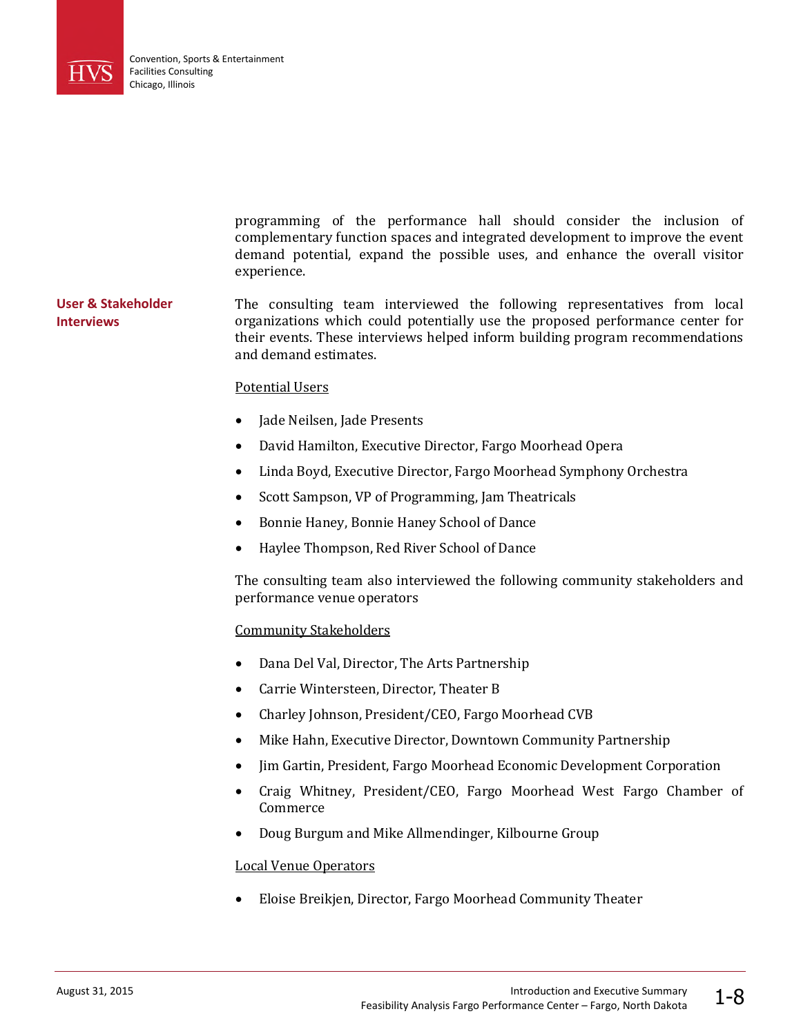programming of the performance hall should consider the inclusion of complementary function spaces and integrated development to improve the event demand potential, expand the possible uses, and enhance the overall visitor experience.

## User & Stakeholder Interviews

The consulting team interviewed the following representatives from local organizations which could potentially use the proposed performance center for their events. These interviews helped inform building program recommendations and demand estimates.

Potential Users

- Jade Neilsen, Jade Presents
- David Hamilton, Executive Director, Fargo Moorhead Opera
- Linda Boyd, Executive Director, Fargo Moorhead Symphony Orchestra
- Scott Sampson, VP of Programming, Jam Theatricals
- Bonnie Haney, Bonnie Haney School of Dance
- Haylee Thompson, Red River School of Dance

The consulting team also interviewed the following community stakeholders and performance venue operators

Community Stakeholders

- Dana Del Val, Director, The Arts Partnership
- Carrie Wintersteen, Director, Theater B
- Charley Johnson, President/CEO, Fargo Moorhead CVB
- Mike Hahn, Executive Director, Downtown Community Partnership
- Jim Gartin, President, Fargo Moorhead Economic Development Corporation
- Craig Whitney, President/CEO, Fargo Moorhead West Fargo Chamber of Commerce
- Doug Burgum and Mike Allmendinger, Kilbourne Group

Local Venue Operators

- Eloise Breikjen, Director, Fargo Moorhead Community Theater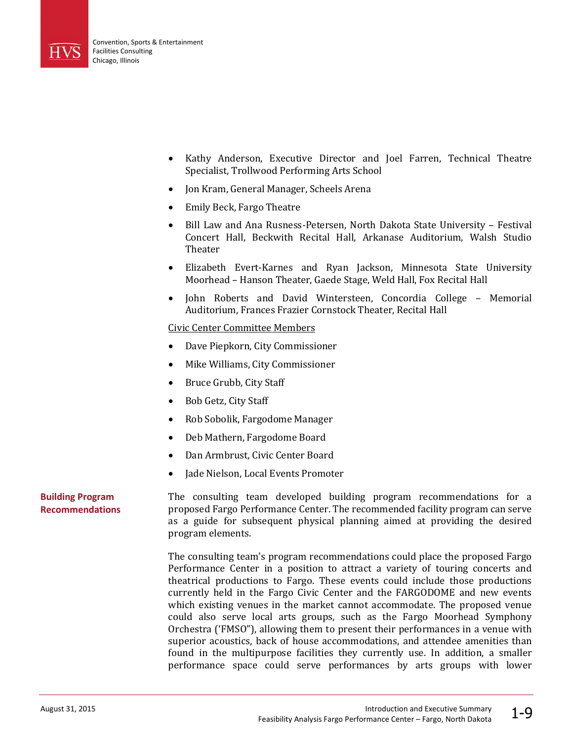- Kathy Anderson, Executive Director and Joel Farren, Technical Theatre Specialist, Trollwood Performing Arts School
- Jon Kram, General Manager, Scheels Arena
- Emily Beck, Fargo Theatre
- Bill Law and Ana Rusness-Petersen, North Dakota State University – Festival Concert Hall, Beckwith Recital Hall, Arkanase Auditorium, Walsh Studio Theater
- Elizabeth Evert-Karnes and Ryan Jackson, Minnesota State University Moorhead – Hanson Theater, Gaede Stage, Weld Hall, Fox Recital Hall
- John Roberts and David Wintersteen, Concordia College – Memorial Auditorium, Frances Frazier Cornstock Theater, Recital Hall

Civic Center Committee Members

- Dave Piepkorn, City Commissioner
- Mike Williams, City Commissioner
- Bruce Grubb, City Staff
- Bob Getz, City Staff
- Rob Sobolik, Fargodome Manager
- Deb Mathern, Fargodome Board
- Dan Armbrust, Civic Center Board
- Jade Nielson, Local Events Promoter

## Building Program Recommendations

The consulting team developed building program recommendations for a proposed Fargo Performance Center. The recommended facility program can serve as a guide for subsequent physical planning aimed at providing the desired program elements.

The consulting team's program recommendations could place the proposed Fargo Performance Center in a position to attract a variety of touring concerts and theatrical productions to Fargo. These events could include those productions currently held in the Fargo Civic Center and the FARGODOME and new events which existing venues in the market cannot accommodate. The proposed venue could also serve local arts groups, such as the Fargo Moorhead Symphony Orchestra ('FMSO"), allowing them to present their performances in a venue with superior acoustics, back of house accommodations, and attendee amenities than found in the multipurpose facilities they currently use. In addition, a smaller performance space could serve performances by arts groups with lower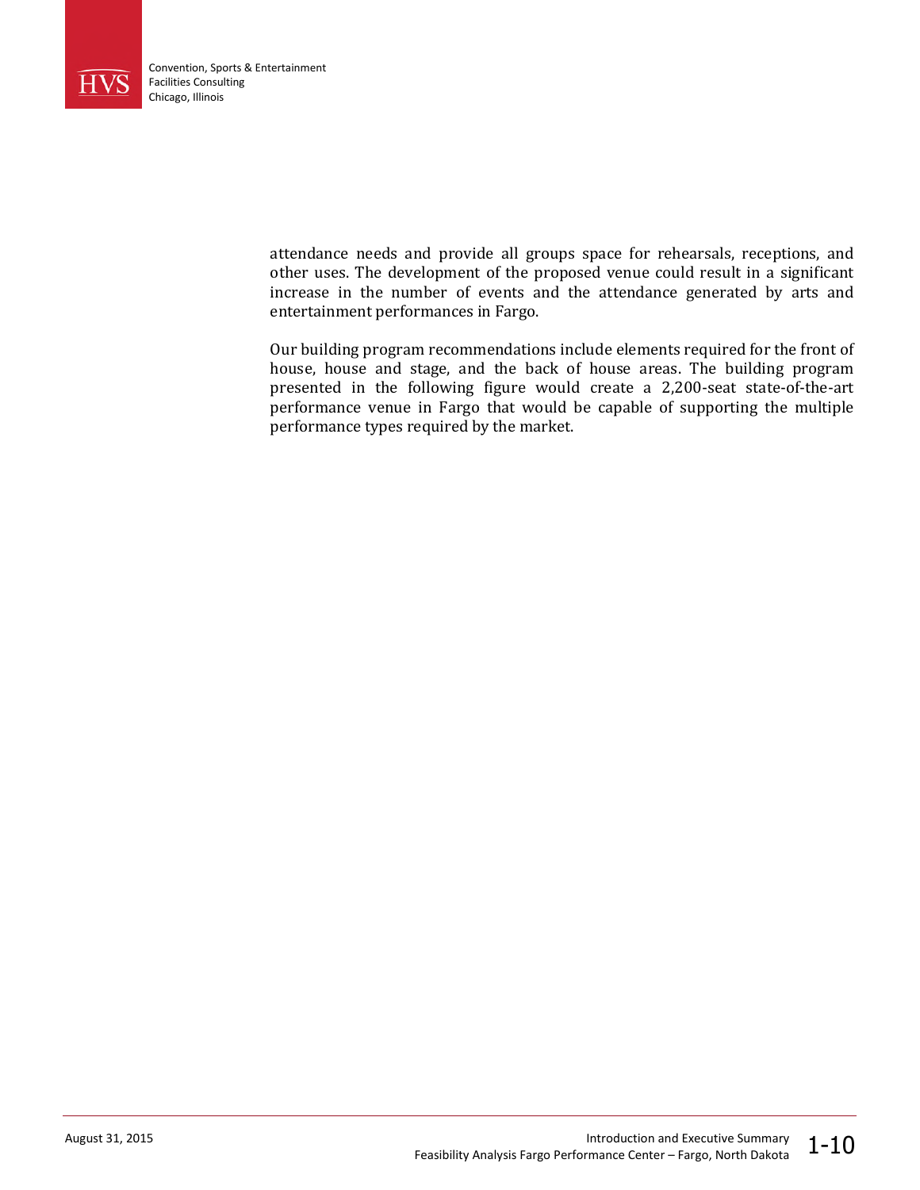attendance needs and provide all groups space for rehearsals, receptions, and other uses. The development of the proposed venue could result in a significant increase in the number of events and the attendance generated by arts and entertainment performances in Fargo.

Our building program recommendations include elements required for the front of house, house and stage, and the back of house areas. The building program presented in the following figure would create a 2,200-seat state-of-the-art performance venue in Fargo that would be capable of supporting the multiple performance types required by the market.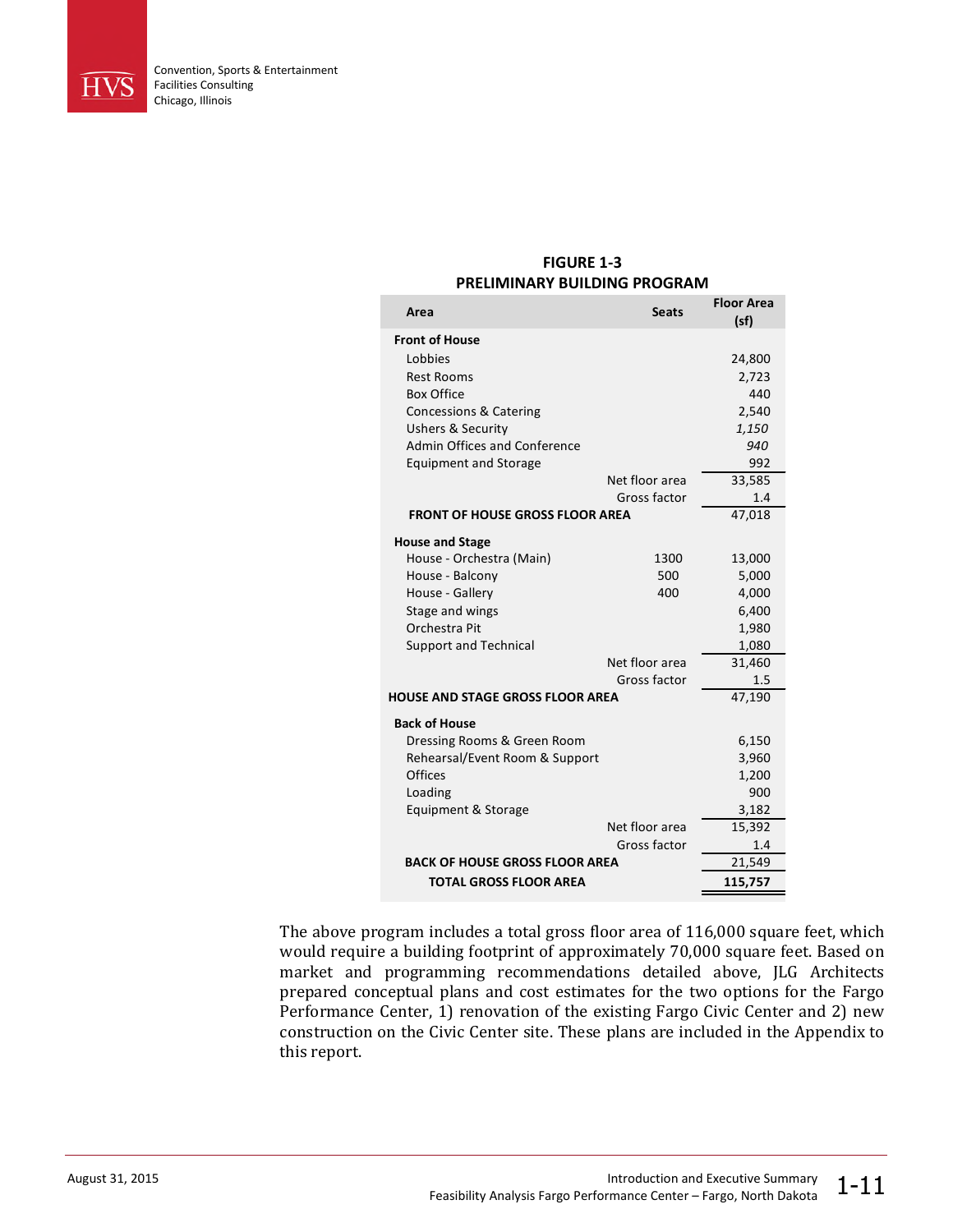**FIGURE 1-3**
**PRELIMINARY BUILDING PROGRAM**

| Area | Seats | Floor Area (sf) |
|---|---|---|
| **Front of House** | | |
| Lobbies | | 24,800 |
| Rest Rooms | | 2,723 |
| Box Office | | 440 |
| Concessions & Catering | | 2,540 |
| Ushers & Security | | *1,150* |
| Admin Offices and Conference | | *940* |
| Equipment and Storage | | 992 |
| | Net floor area | 33,585 |
| | Gross factor | 1.4 |
| **FRONT OF HOUSE GROSS FLOOR AREA** | | 47,018 |
| **House and Stage** | | |
| House - Orchestra (Main) | 1300 | 13,000 |
| House - Balcony | 500 | 5,000 |
| House - Gallery | 400 | 4,000 |
| Stage and wings | | 6,400 |
| Orchestra Pit | | 1,980 |
| Support and Technical | | 1,080 |
| | Net floor area | 31,460 |
| | Gross factor | 1.5 |
| **HOUSE AND STAGE GROSS FLOOR AREA** | | 47,190 |
| **Back of House** | | |
| Dressing Rooms & Green Room | | 6,150 |
| Rehearsal/Event Room & Support | | 3,960 |
| Offices | | 1,200 |
| Loading | | 900 |
| Equipment & Storage | | 3,182 |
| | Net floor area | 15,392 |
| | Gross factor | 1.4 |
| **BACK OF HOUSE GROSS FLOOR AREA** | | 21,549 |
| **TOTAL GROSS FLOOR AREA** | | **115,757** |

The above program includes a total gross floor area of 116,000 square feet, which would require a building footprint of approximately 70,000 square feet. Based on market and programming recommendations detailed above, JLG Architects prepared conceptual plans and cost estimates for the two options for the Fargo Performance Center, 1) renovation of the existing Fargo Civic Center and 2) new construction on the Civic Center site. These plans are included in the Appendix to this report.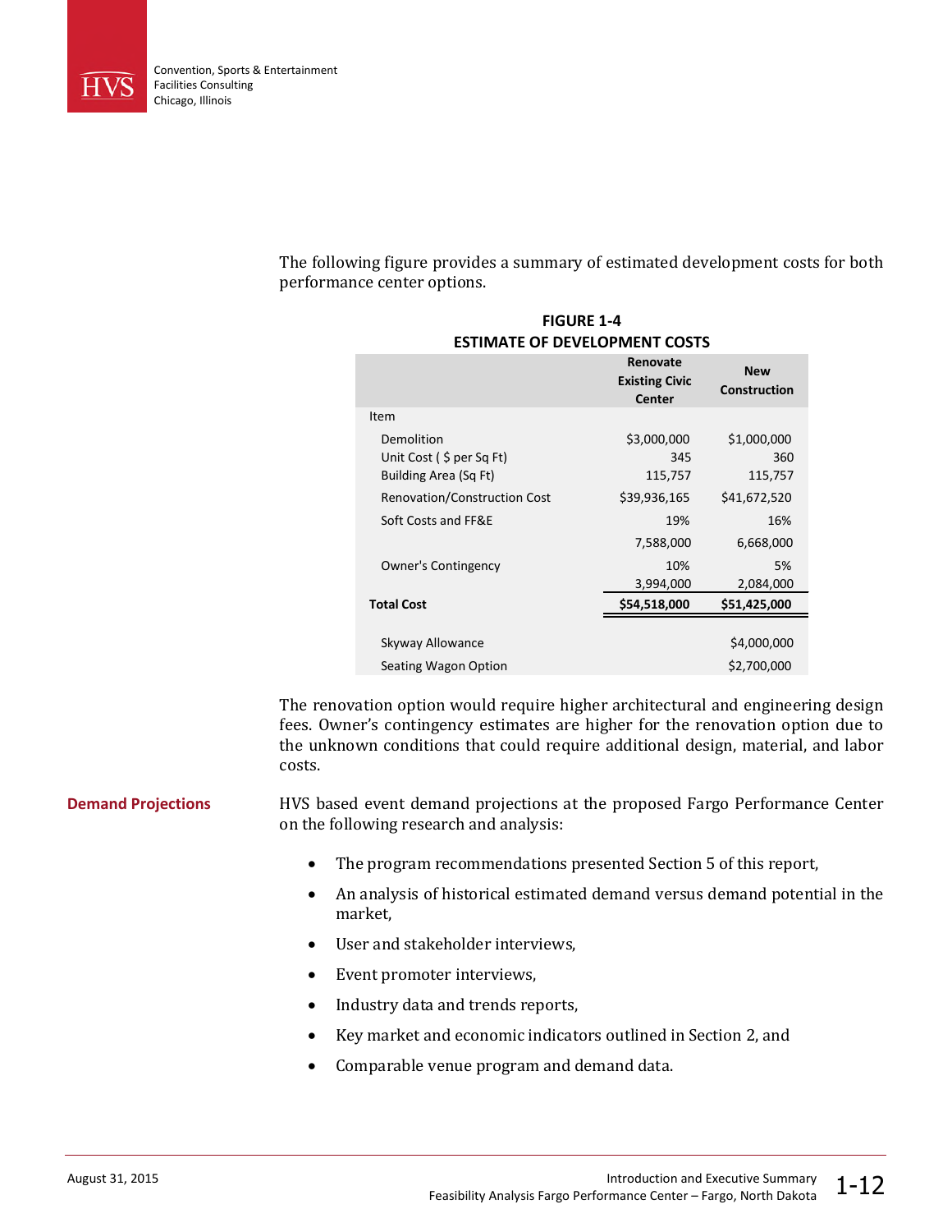The following figure provides a summary of estimated development costs for both performance center options.

**FIGURE 1-4**
**ESTIMATE OF DEVELOPMENT COSTS**

| | Renovate Existing Civic Center | New Construction |
|---|---|---|
| Item | | |
| Demolition | $3,000,000 | $1,000,000 |
| Unit Cost ( $ per Sq Ft) | 345 | 360 |
| Building Area (Sq Ft) | 115,757 | 115,757 |
| Renovation/Construction Cost | $39,936,165 | $41,672,520 |
| Soft Costs and FF&E | 19% | 16% |
| | 7,588,000 | 6,668,000 |
| Owner's Contingency | 10% | 5% |
| | 3,994,000 | 2,084,000 |
| **Total Cost** | **$54,518,000** | **$51,425,000** |
| Skyway Allowance | | $4,000,000 |
| Seating Wagon Option | | $2,700,000 |

The renovation option would require higher architectural and engineering design fees. Owner's contingency estimates are higher for the renovation option due to the unknown conditions that could require additional design, material, and labor costs.

## Demand Projections

HVS based event demand projections at the proposed Fargo Performance Center on the following research and analysis:

- The program recommendations presented Section 5 of this report,
- An analysis of historical estimated demand versus demand potential in the market,
- User and stakeholder interviews,
- Event promoter interviews,
- Industry data and trends reports,
- Key market and economic indicators outlined in Section 2, and
- Comparable venue program and demand data.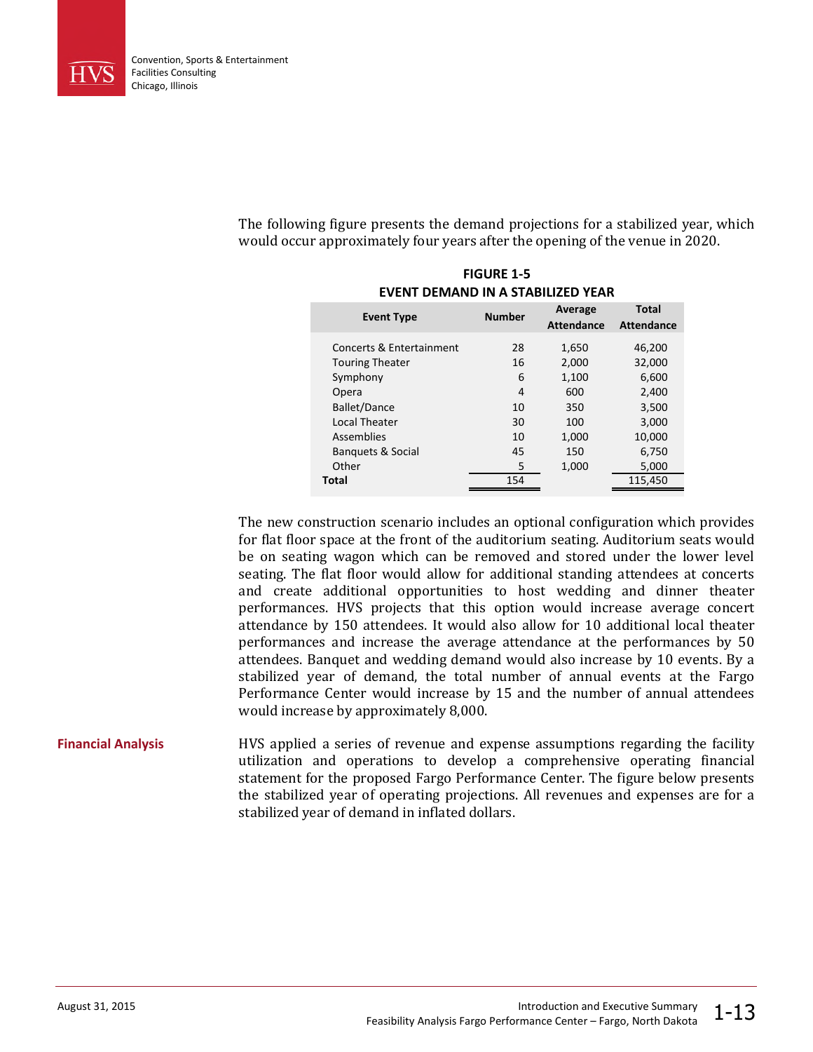The following figure presents the demand projections for a stabilized year, which would occur approximately four years after the opening of the venue in 2020.

**FIGURE 1-5**
**EVENT DEMAND IN A STABILIZED YEAR**

| Event Type | Number | Average Attendance | Total Attendance |
|---|---|---|---|
| Concerts & Entertainment | 28 | 1,650 | 46,200 |
| Touring Theater | 16 | 2,000 | 32,000 |
| Symphony | 6 | 1,100 | 6,600 |
| Opera | 4 | 600 | 2,400 |
| Ballet/Dance | 10 | 350 | 3,500 |
| Local Theater | 30 | 100 | 3,000 |
| Assemblies | 10 | 1,000 | 10,000 |
| Banquets & Social | 45 | 150 | 6,750 |
| Other | 5 | 1,000 | 5,000 |
| **Total** | 154 | | 115,450 |

The new construction scenario includes an optional configuration which provides for flat floor space at the front of the auditorium seating. Auditorium seats would be on seating wagon which can be removed and stored under the lower level seating. The flat floor would allow for additional standing attendees at concerts and create additional opportunities to host wedding and dinner theater performances. HVS projects that this option would increase average concert attendance by 150 attendees. It would also allow for 10 additional local theater performances and increase the average attendance at the performances by 50 attendees. Banquet and wedding demand would also increase by 10 events. By a stabilized year of demand, the total number of annual events at the Fargo Performance Center would increase by 15 and the number of annual attendees would increase by approximately 8,000.

## Financial Analysis

HVS applied a series of revenue and expense assumptions regarding the facility utilization and operations to develop a comprehensive operating financial statement for the proposed Fargo Performance Center. The figure below presents the stabilized year of operating projections. All revenues and expenses are for a stabilized year of demand in inflated dollars.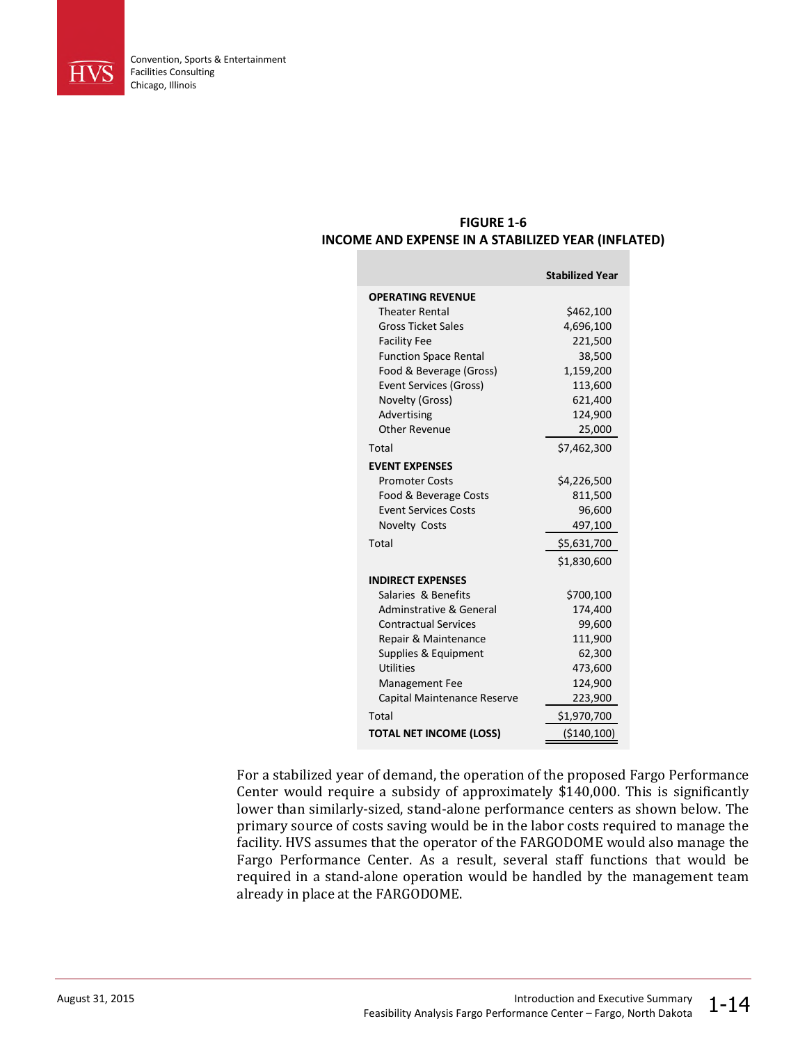**FIGURE 1-6**
**INCOME AND EXPENSE IN A STABILIZED YEAR (INFLATED)**

| | Stabilized Year |
|---|---|
| **OPERATING REVENUE** | |
| Theater Rental | $462,100 |
| Gross Ticket Sales | 4,696,100 |
| Facility Fee | 221,500 |
| Function Space Rental | 38,500 |
| Food & Beverage (Gross) | 1,159,200 |
| Event Services (Gross) | 113,600 |
| Novelty (Gross) | 621,400 |
| Advertising | 124,900 |
| Other Revenue | 25,000 |
| Total | $7,462,300 |
| **EVENT EXPENSES** | |
| Promoter Costs | $4,226,500 |
| Food & Beverage Costs | 811,500 |
| Event Services Costs | 96,600 |
| Novelty Costs | 497,100 |
| Total | $5,631,700 |
| | $1,830,600 |
| **INDIRECT EXPENSES** | |
| Salaries & Benefits | $700,100 |
| Adminstrative & General | 174,400 |
| Contractual Services | 99,600 |
| Repair & Maintenance | 111,900 |
| Supplies & Equipment | 62,300 |
| Utilities | 473,600 |
| Management Fee | 124,900 |
| Capital Maintenance Reserve | 223,900 |
| Total | $1,970,700 |
| **TOTAL NET INCOME (LOSS)** | ($140,100) |

For a stabilized year of demand, the operation of the proposed Fargo Performance Center would require a subsidy of approximately $140,000. This is significantly lower than similarly-sized, stand-alone performance centers as shown below. The primary source of costs saving would be in the labor costs required to manage the facility. HVS assumes that the operator of the FARGODOME would also manage the Fargo Performance Center. As a result, several staff functions that would be required in a stand-alone operation would be handled by the management team already in place at the FARGODOME.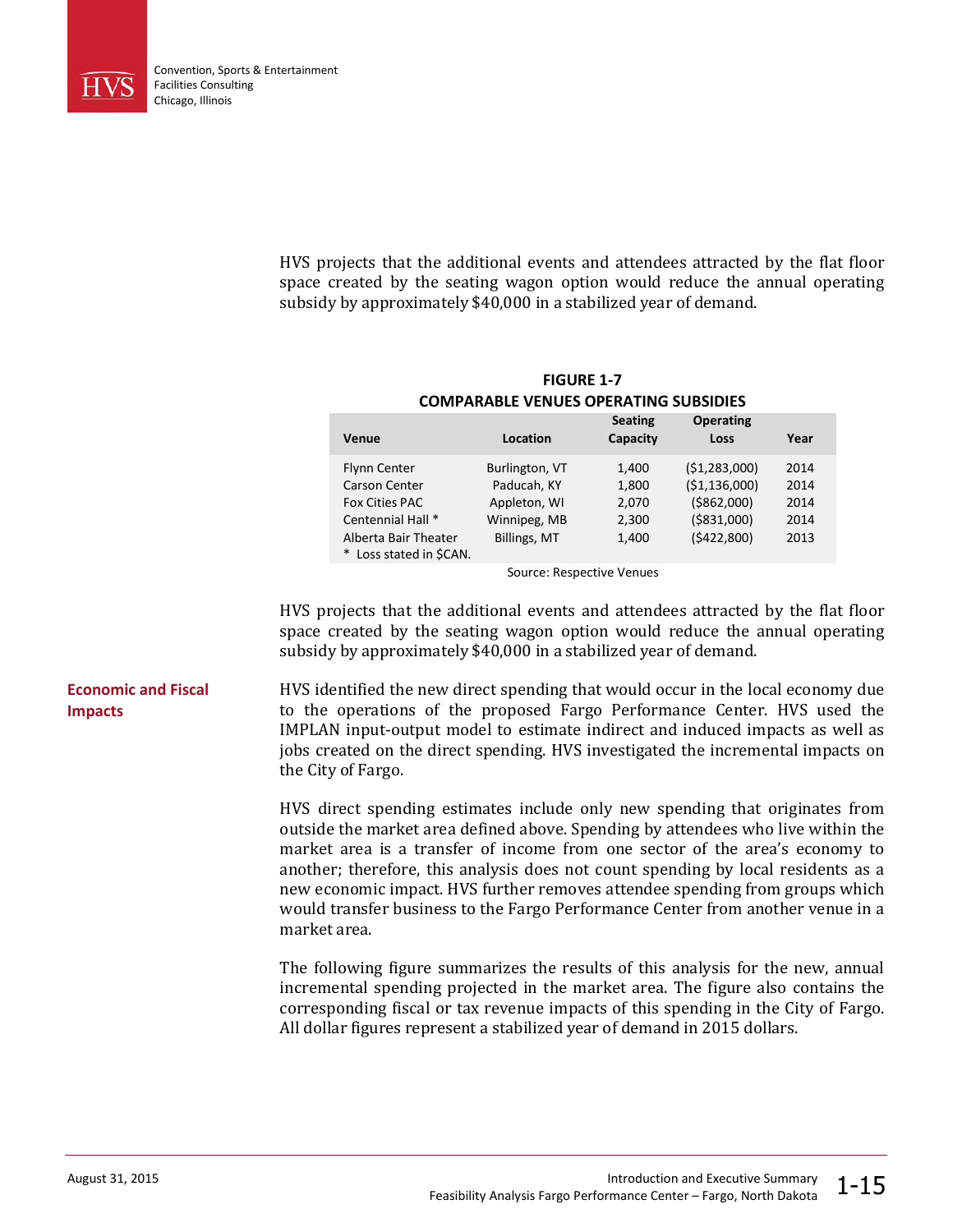HVS projects that the additional events and attendees attracted by the flat floor space created by the seating wagon option would reduce the annual operating subsidy by approximately $40,000 in a stabilized year of demand.

**FIGURE 1-7**
**COMPARABLE VENUES OPERATING SUBSIDIES**

| Venue | Location | Seating Capacity | Operating Loss | Year |
|---|---|---|---|---|
| Flynn Center | Burlington, VT | 1,400 | ($1,283,000) | 2014 |
| Carson Center | Paducah, KY | 1,800 | ($1,136,000) | 2014 |
| Fox Cities PAC | Appleton, WI | 2,070 | ($862,000) | 2014 |
| Centennial Hall * | Winnipeg, MB | 2,300 | ($831,000) | 2014 |
| Alberta Bair Theater | Billings, MT | 1,400 | ($422,800) | 2013 |

\* Loss stated in $CAN.

Source: Respective Venues

HVS projects that the additional events and attendees attracted by the flat floor space created by the seating wagon option would reduce the annual operating subsidy by approximately $40,000 in a stabilized year of demand.

## Economic and Fiscal Impacts

HVS identified the new direct spending that would occur in the local economy due to the operations of the proposed Fargo Performance Center. HVS used the IMPLAN input-output model to estimate indirect and induced impacts as well as jobs created on the direct spending. HVS investigated the incremental impacts on the City of Fargo.

HVS direct spending estimates include only new spending that originates from outside the market area defined above. Spending by attendees who live within the market area is a transfer of income from one sector of the area's economy to another; therefore, this analysis does not count spending by local residents as a new economic impact. HVS further removes attendee spending from groups which would transfer business to the Fargo Performance Center from another venue in a market area.

The following figure summarizes the results of this analysis for the new, annual incremental spending projected in the market area. The figure also contains the corresponding fiscal or tax revenue impacts of this spending in the City of Fargo. All dollar figures represent a stabilized year of demand in 2015 dollars.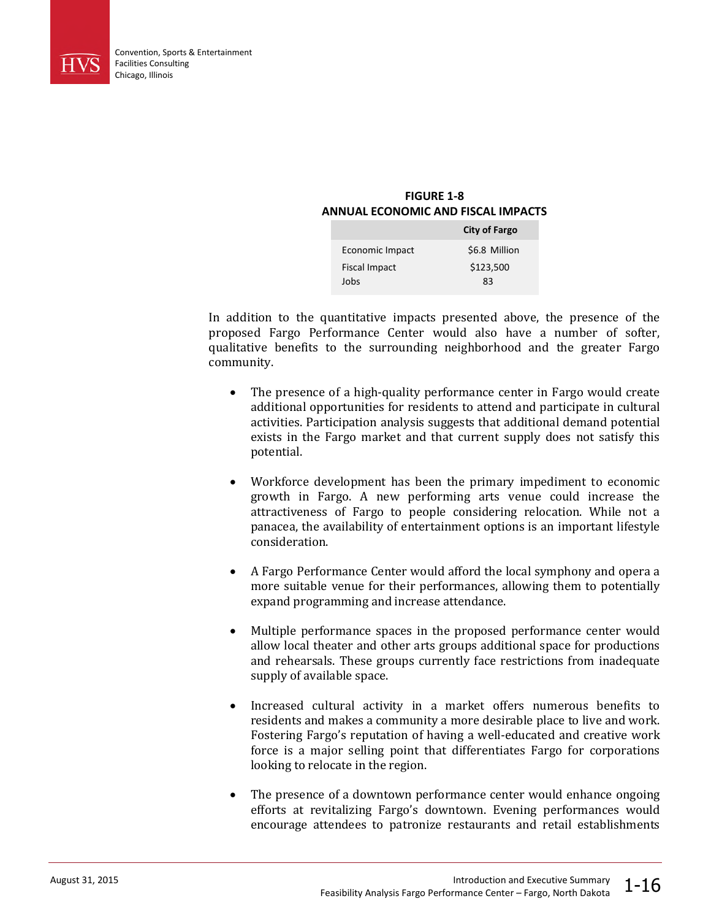**FIGURE 1-8**
**ANNUAL ECONOMIC AND FISCAL IMPACTS**

| | City of Fargo |
|---|---|
| Economic Impact | $6.8 Million |
| Fiscal Impact | $123,500 |
| Jobs | 83 |

In addition to the quantitative impacts presented above, the presence of the proposed Fargo Performance Center would also have a number of softer, qualitative benefits to the surrounding neighborhood and the greater Fargo community.

- The presence of a high-quality performance center in Fargo would create additional opportunities for residents to attend and participate in cultural activities. Participation analysis suggests that additional demand potential exists in the Fargo market and that current supply does not satisfy this potential.

- Workforce development has been the primary impediment to economic growth in Fargo. A new performing arts venue could increase the attractiveness of Fargo to people considering relocation. While not a panacea, the availability of entertainment options is an important lifestyle consideration.

- A Fargo Performance Center would afford the local symphony and opera a more suitable venue for their performances, allowing them to potentially expand programming and increase attendance.

- Multiple performance spaces in the proposed performance center would allow local theater and other arts groups additional space for productions and rehearsals. These groups currently face restrictions from inadequate supply of available space.

- Increased cultural activity in a market offers numerous benefits to residents and makes a community a more desirable place to live and work. Fostering Fargo's reputation of having a well-educated and creative work force is a major selling point that differentiates Fargo for corporations looking to relocate in the region.

- The presence of a downtown performance center would enhance ongoing efforts at revitalizing Fargo's downtown. Evening performances would encourage attendees to patronize restaurants and retail establishments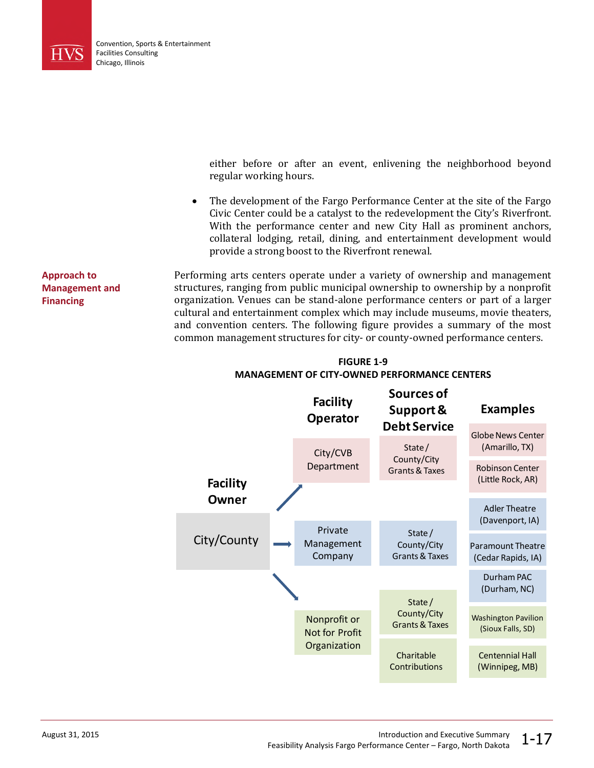either before or after an event, enlivening the neighborhood beyond regular working hours.

- The development of the Fargo Performance Center at the site of the Fargo Civic Center could be a catalyst to the redevelopment the City's Riverfront. With the performance center and new City Hall as prominent anchors, collateral lodging, retail, dining, and entertainment development would provide a strong boost to the Riverfront renewal.

### Approach to Management and Financing

Performing arts centers operate under a variety of ownership and management structures, ranging from public municipal ownership to ownership by a nonprofit organization. Venues can be stand-alone performance centers or part of a larger cultural and entertainment complex which may include museums, movie theaters, and convention centers. The following figure provides a summary of the most common management structures for city- or county-owned performance centers.

**FIGURE 1-9**
**MANAGEMENT OF CITY-OWNED PERFORMANCE CENTERS**

| Facility Owner | Facility Operator | Sources of Support & Debt Service | Examples |
|---|---|---|---|
| City/County | City/CVB Department | State / County/City Grants & Taxes | Globe News Center (Amarillo, TX); Robinson Center (Little Rock, AR) |
| City/County | Private Management Company | State / County/City Grants & Taxes | Adler Theatre (Davenport, IA); Paramount Theatre (Cedar Rapids, IA); Durham PAC (Durham, NC) |
| City/County | Nonprofit or Not for Profit Organization | State / County/City Grants & Taxes; Charitable Contributions | Washington Pavilion (Sioux Falls, SD); Centennial Hall (Winnipeg, MB) |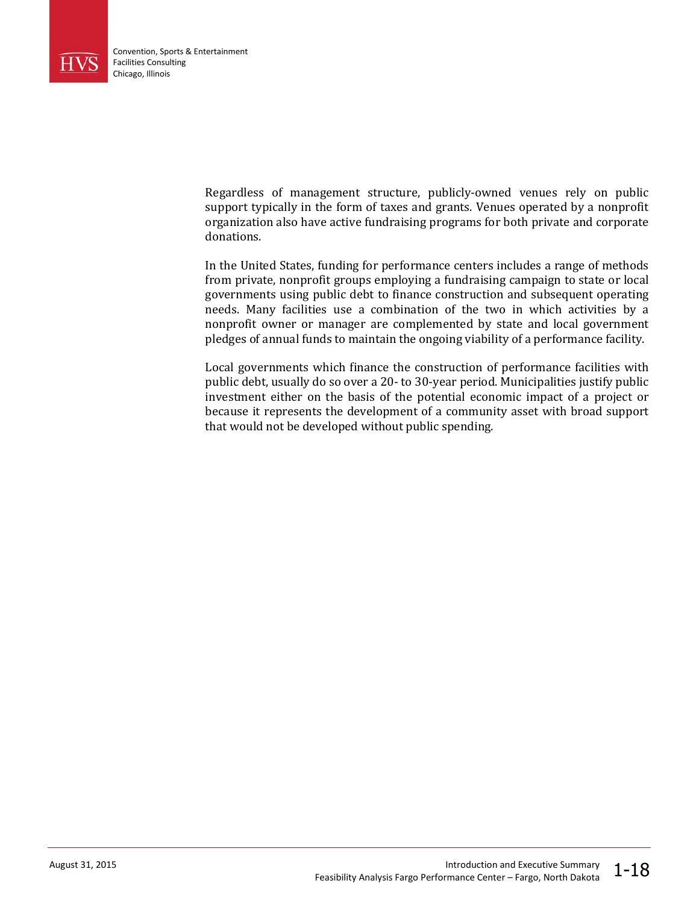Regardless of management structure, publicly-owned venues rely on public support typically in the form of taxes and grants. Venues operated by a nonprofit organization also have active fundraising programs for both private and corporate donations.

In the United States, funding for performance centers includes a range of methods from private, nonprofit groups employing a fundraising campaign to state or local governments using public debt to finance construction and subsequent operating needs. Many facilities use a combination of the two in which activities by a nonprofit owner or manager are complemented by state and local government pledges of annual funds to maintain the ongoing viability of a performance facility.

Local governments which finance the construction of performance facilities with public debt, usually do so over a 20- to 30-year period. Municipalities justify public investment either on the basis of the potential economic impact of a project or because it represents the development of a community asset with broad support that would not be developed without public spending.